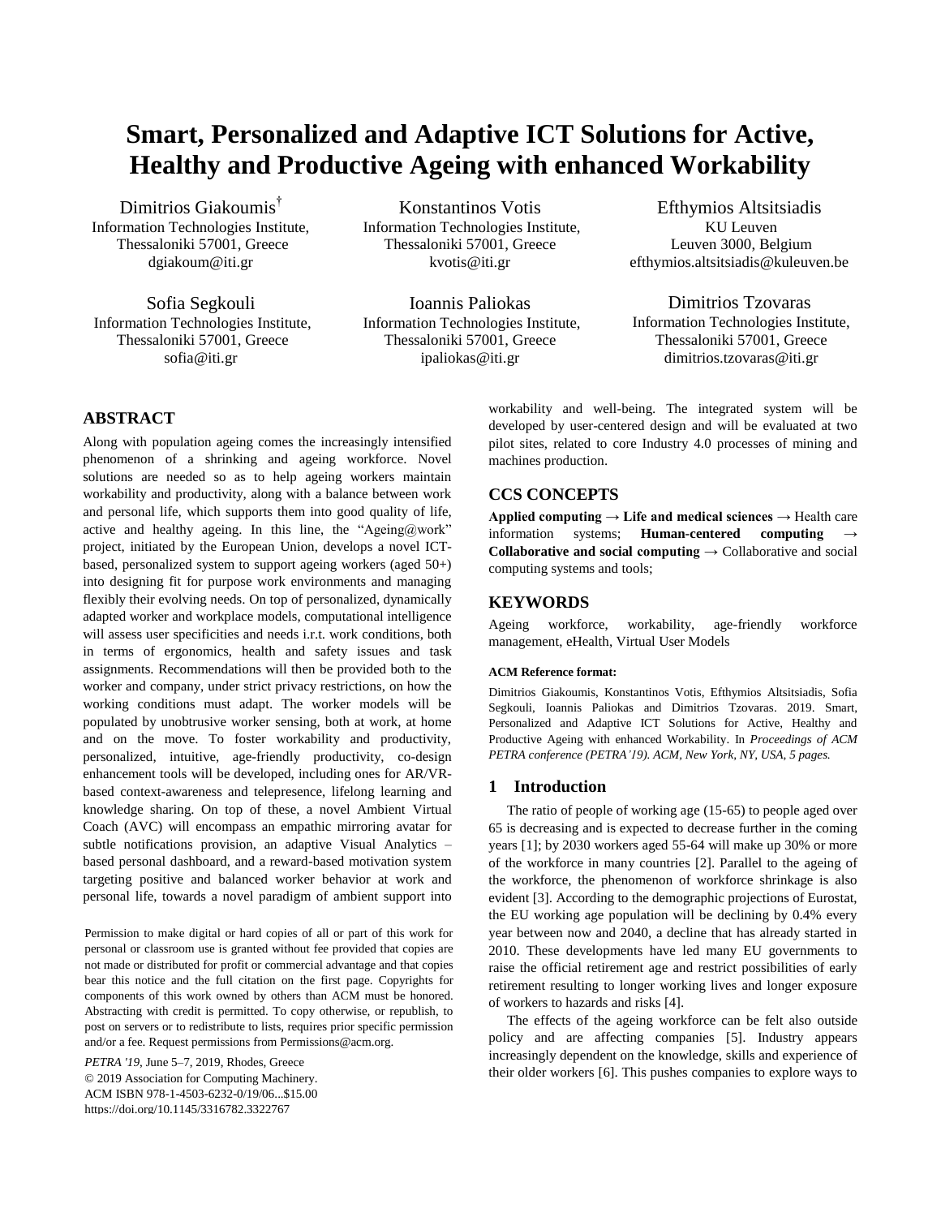# Smart, Personalized and Adaptive ICT Solutions for Active, Healthy and Productive Ageing with enhanced Workability

Dimitrios Giakoumis[†]
Information Technologies Institute, Thessaloniki 57001, Greece
dgiakoum@iti.gr

Konstantinos Votis
Information Technologies Institute, Thessaloniki 57001, Greece
kvotis@iti.gr

Efthymios Altsitsiadis
KU Leuven
Leuven 3000, Belgium
efthymios.altsitsiadis@kuleuven.be

Sofia Segkouli
Information Technologies Institute, Thessaloniki 57001, Greece
sofia@iti.gr

Ioannis Paliokas
Information Technologies Institute, Thessaloniki 57001, Greece
ipaliokas@iti.gr

Dimitrios Tzovaras
Information Technologies Institute, Thessaloniki 57001, Greece
dimitrios.tzovaras@iti.gr

## ABSTRACT

Along with population ageing comes the increasingly intensified phenomenon of a shrinking and ageing workforce. Novel solutions are needed so as to help ageing workers maintain workability and productivity, along with a balance between work and personal life, which supports them into good quality of life, active and healthy ageing. In this line, the "Ageing@work" project, initiated by the European Union, develops a novel ICT-based, personalized system to support ageing workers (aged 50+) into designing fit for purpose work environments and managing flexibly their evolving needs. On top of personalized, dynamically adapted worker and workplace models, computational intelligence will assess user specificities and needs i.r.t. work conditions, both in terms of ergonomics, health and safety issues and task assignments. Recommendations will then be provided both to the worker and company, under strict privacy restrictions, on how the working conditions must adapt. The worker models will be populated by unobtrusive worker sensing, both at work, at home and on the move. To foster workability and productivity, personalized, intuitive, age-friendly productivity, co-design enhancement tools will be developed, including ones for AR/VR-based context-awareness and telepresence, lifelong learning and knowledge sharing. On top of these, a novel Ambient Virtual Coach (AVC) will encompass an empathic mirroring avatar for subtle notifications provision, an adaptive Visual Analytics – based personal dashboard, and a reward-based motivation system targeting positive and balanced worker behavior at work and personal life, towards a novel paradigm of ambient support into workability and well-being. The integrated system will be developed by user-centered design and will be evaluated at two pilot sites, related to core Industry 4.0 processes of mining and machines production.

## CCS CONCEPTS

**Applied computing → Life and medical sciences** → Health care information systems; **Human-centered computing → Collaborative and social computing** → Collaborative and social computing systems and tools;

## KEYWORDS

Ageing workforce, workability, age-friendly workforce management, eHealth, Virtual User Models

**ACM Reference format:**

Dimitrios Giakoumis, Konstantinos Votis, Efthymios Altsitsiadis, Sofia Segkouli, Ioannis Paliokas and Dimitrios Tzovaras. 2019. Smart, Personalized and Adaptive ICT Solutions for Active, Healthy and Productive Ageing with enhanced Workability. In *Proceedings of ACM PETRA conference (PETRA'19). ACM, New York, NY, USA, 5 pages.*

Permission to make digital or hard copies of all or part of this work for personal or classroom use is granted without fee provided that copies are not made or distributed for profit or commercial advantage and that copies bear this notice and the full citation on the first page. Copyrights for components of this work owned by others than ACM must be honored. Abstracting with credit is permitted. To copy otherwise, or republish, to post on servers or to redistribute to lists, requires prior specific permission and/or a fee. Request permissions from Permissions@acm.org.

*PETRA '19*, June 5–7, 2019, Rhodes, Greece
© 2019 Association for Computing Machinery.
ACM ISBN 978-1-4503-6232-0/19/06...$15.00
https://doi.org/10.1145/3316782.3322767

## 1 Introduction

The ratio of people of working age (15-65) to people aged over 65 is decreasing and is expected to decrease further in the coming years [1]; by 2030 workers aged 55-64 will make up 30% or more of the workforce in many countries [2]. Parallel to the ageing of the workforce, the phenomenon of workforce shrinkage is also evident [3]. According to the demographic projections of Eurostat, the EU working age population will be declining by 0.4% every year between now and 2040, a decline that has already started in 2010. These developments have led many EU governments to raise the official retirement age and restrict possibilities of early retirement resulting to longer working lives and longer exposure of workers to hazards and risks [4].

The effects of the ageing workforce can be felt also outside policy and are affecting companies [5]. Industry appears increasingly dependent on the knowledge, skills and experience of their older workers [6]. This pushes companies to explore ways to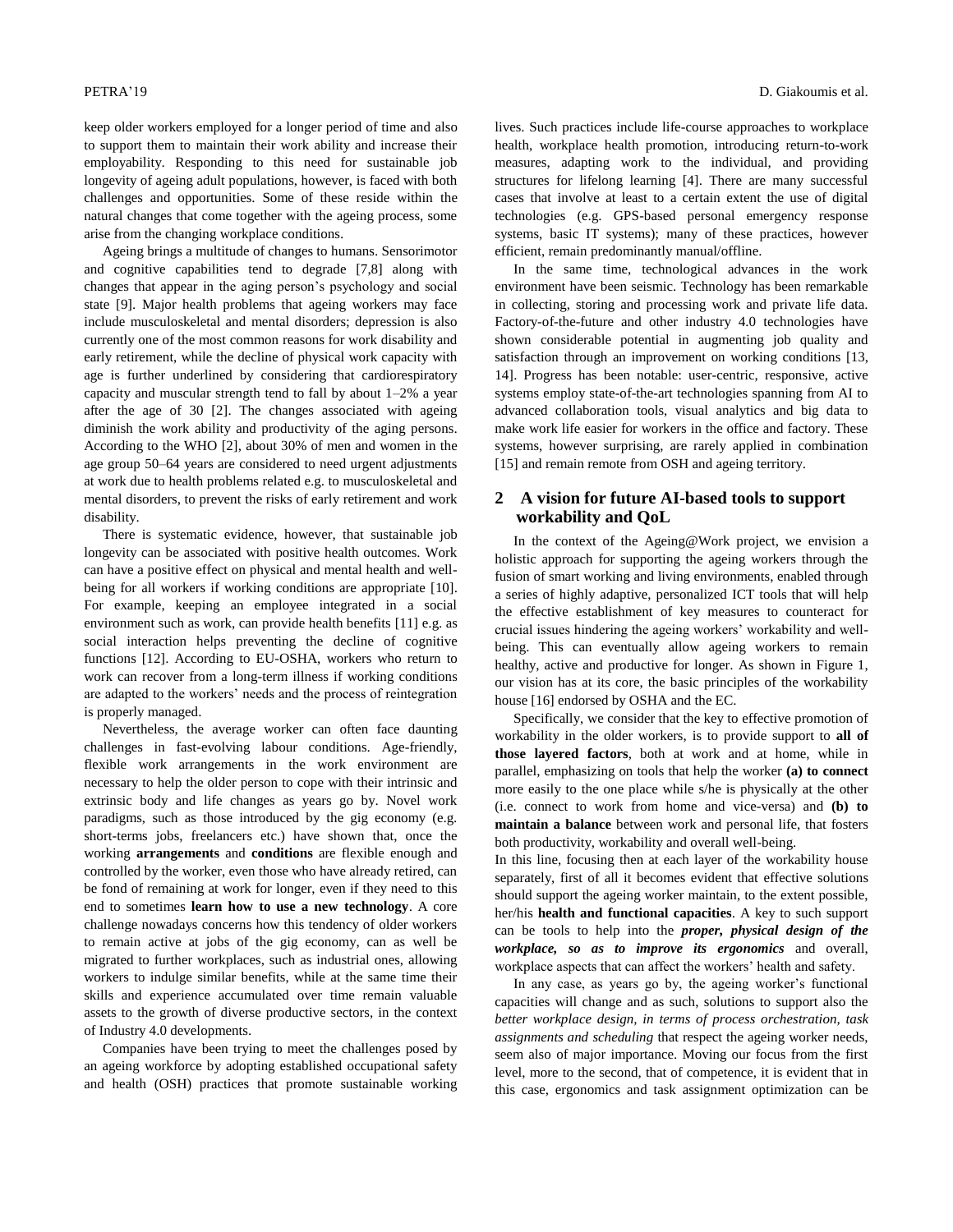keep older workers employed for a longer period of time and also to support them to maintain their work ability and increase their employability. Responding to this need for sustainable job longevity of ageing adult populations, however, is faced with both challenges and opportunities. Some of these reside within the natural changes that come together with the ageing process, some arise from the changing workplace conditions.

Ageing brings a multitude of changes to humans. Sensorimotor and cognitive capabilities tend to degrade [7,8] along with changes that appear in the aging person's psychology and social state [9]. Major health problems that ageing workers may face include musculoskeletal and mental disorders; depression is also currently one of the most common reasons for work disability and early retirement, while the decline of physical work capacity with age is further underlined by considering that cardiorespiratory capacity and muscular strength tend to fall by about 1–2% a year after the age of 30 [2]. The changes associated with ageing diminish the work ability and productivity of the aging persons. According to the WHO [2], about 30% of men and women in the age group 50–64 years are considered to need urgent adjustments at work due to health problems related e.g. to musculoskeletal and mental disorders, to prevent the risks of early retirement and work disability.

There is systematic evidence, however, that sustainable job longevity can be associated with positive health outcomes. Work can have a positive effect on physical and mental health and well-being for all workers if working conditions are appropriate [10]. For example, keeping an employee integrated in a social environment such as work, can provide health benefits [11] e.g. as social interaction helps preventing the decline of cognitive functions [12]. According to EU-OSHA, workers who return to work can recover from a long-term illness if working conditions are adapted to the workers' needs and the process of reintegration is properly managed.

Nevertheless, the average worker can often face daunting challenges in fast-evolving labour conditions. Age-friendly, flexible work arrangements in the work environment are necessary to help the older person to cope with their intrinsic and extrinsic body and life changes as years go by. Novel work paradigms, such as those introduced by the gig economy (e.g. short-terms jobs, freelancers etc.) have shown that, once the working **arrangements** and **conditions** are flexible enough and controlled by the worker, even those who have already retired, can be fond of remaining at work for longer, even if they need to this end to sometimes **learn how to use a new technology**. A core challenge nowadays concerns how this tendency of older workers to remain active at jobs of the gig economy, can as well be migrated to further workplaces, such as industrial ones, allowing workers to indulge similar benefits, while at the same time their skills and experience accumulated over time remain valuable assets to the growth of diverse productive sectors, in the context of Industry 4.0 developments.

Companies have been trying to meet the challenges posed by an ageing workforce by adopting established occupational safety and health (OSH) practices that promote sustainable working lives. Such practices include life-course approaches to workplace health, workplace health promotion, introducing return-to-work measures, adapting work to the individual, and providing structures for lifelong learning [4]. There are many successful cases that involve at least to a certain extent the use of digital technologies (e.g. GPS-based personal emergency response systems, basic IT systems); many of these practices, however efficient, remain predominantly manual/offline.

In the same time, technological advances in the work environment have been seismic. Technology has been remarkable in collecting, storing and processing work and private life data. Factory-of-the-future and other industry 4.0 technologies have shown considerable potential in augmenting job quality and satisfaction through an improvement on working conditions [13, 14]. Progress has been notable: user-centric, responsive, active systems employ state-of-the-art technologies spanning from AI to advanced collaboration tools, visual analytics and big data to make work life easier for workers in the office and factory. These systems, however surprising, are rarely applied in combination [15] and remain remote from OSH and ageing territory.

## 2 A vision for future AI-based tools to support workability and QoL

In the context of the Ageing@Work project, we envision a holistic approach for supporting the ageing workers through the fusion of smart working and living environments, enabled through a series of highly adaptive, personalized ICT tools that will help the effective establishment of key measures to counteract for crucial issues hindering the ageing workers' workability and well-being. This can eventually allow ageing workers to remain healthy, active and productive for longer. As shown in Figure 1, our vision has at its core, the basic principles of the workability house [16] endorsed by OSHA and the EC.

Specifically, we consider that the key to effective promotion of workability in the older workers, is to provide support to **all of those layered factors**, both at work and at home, while in parallel, emphasizing on tools that help the worker **(a) to connect** more easily to the one place while s/he is physically at the other (i.e. connect to work from home and vice-versa) and **(b) to maintain a balance** between work and personal life, that fosters both productivity, workability and overall well-being.

In this line, focusing then at each layer of the workability house separately, first of all it becomes evident that effective solutions should support the ageing worker maintain, to the extent possible, her/his **health and functional capacities**. A key to such support can be tools to help into the ***proper, physical design of the workplace, so as to improve its ergonomics*** and overall, workplace aspects that can affect the workers' health and safety.

In any case, as years go by, the ageing worker's functional capacities will change and as such, solutions to support also the *better workplace design, in terms of process orchestration, task assignments and scheduling* that respect the ageing worker needs, seem also of major importance. Moving our focus from the first level, more to the second, that of competence, it is evident that in this case, ergonomics and task assignment optimization can be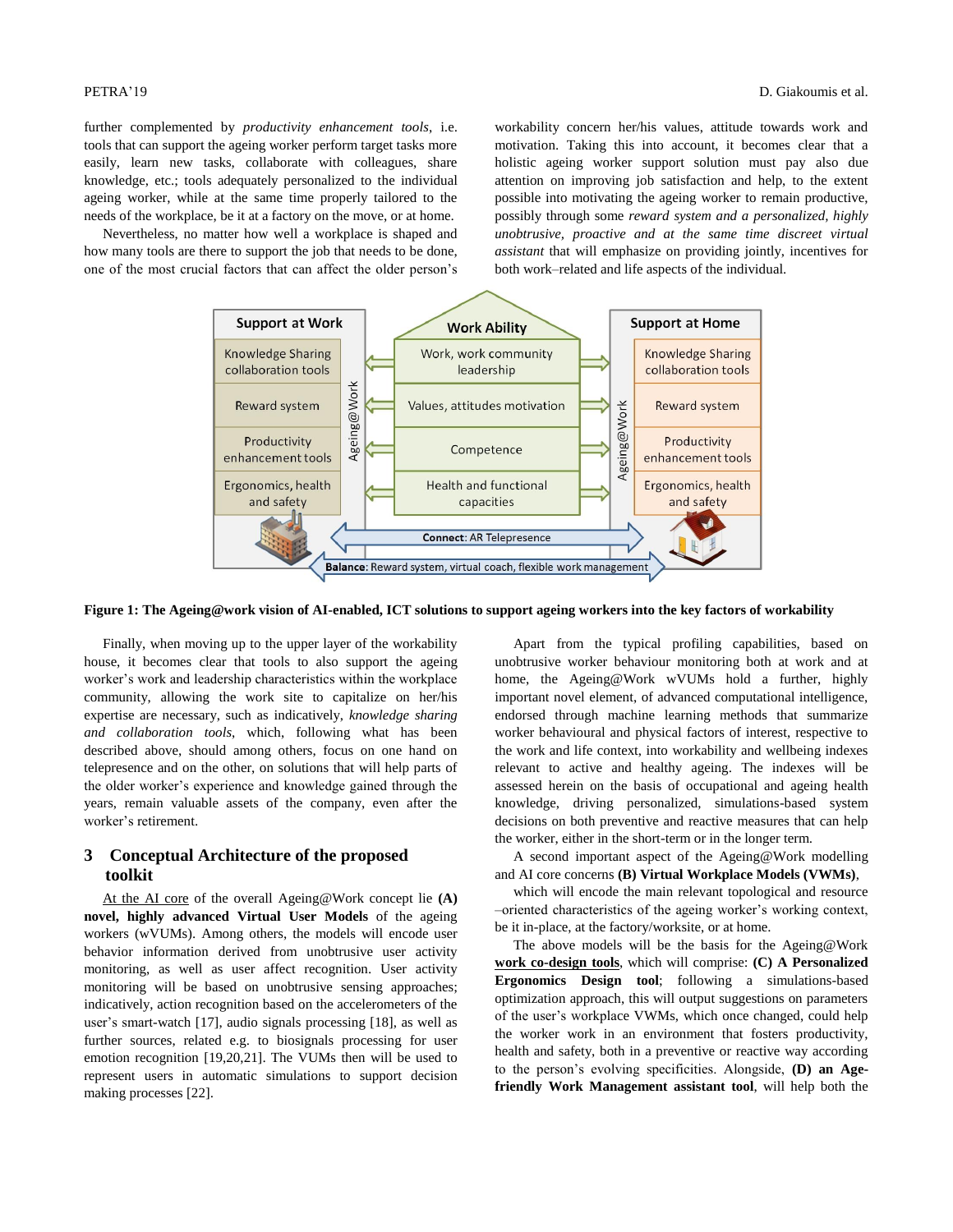further complemented by *productivity enhancement tools*, i.e. tools that can support the ageing worker perform target tasks more easily, learn new tasks, collaborate with colleagues, share knowledge, etc.; tools adequately personalized to the individual ageing worker, while at the same time properly tailored to the needs of the workplace, be it at a factory on the move, or at home.

Nevertheless, no matter how well a workplace is shaped and how many tools are there to support the job that needs to be done, one of the most crucial factors that can affect the older person's workability concern her/his values, attitude towards work and motivation. Taking this into account, it becomes clear that a holistic ageing worker support solution must pay also due attention on improving job satisfaction and help, to the extent possible into motivating the ageing worker to remain productive, possibly through some *reward system and a personalized, highly unobtrusive, proactive and at the same time discreet virtual assistant* that will emphasize on providing jointly, incentives for both work–related and life aspects of the individual.

Support at Work
Knowledge Sharing collaboration tools
Reward system
Productivity enhancement tools
Ergonomics, health and safety
Ageing@Work
Work Ability
Work, work community leadership
Values, attitudes motivation
Competence
Health and functional capacities
Ageing@Work
Support at Home
Knowledge Sharing collaboration tools
Reward system
Productivity enhancement tools
Ergonomics, health and safety
**Connect**: AR Telepresence
**Balance**: Reward system, virtual coach, flexible work management

**Figure 1: The Ageing@work vision of AI-enabled, ICT solutions to support ageing workers into the key factors of workability**

Finally, when moving up to the upper layer of the workability house, it becomes clear that tools to also support the ageing worker's work and leadership characteristics within the workplace community, allowing the work site to capitalize on her/his expertise are necessary, such as indicatively, *knowledge sharing and collaboration tools*, which, following what has been described above, should among others, focus on one hand on telepresence and on the other, on solutions that will help parts of the older worker's experience and knowledge gained through the years, remain valuable assets of the company, even after the worker's retirement.

## 3 Conceptual Architecture of the proposed toolkit

At the AI core of the overall Ageing@Work concept lie **(A) novel, highly advanced Virtual User Models** of the ageing workers (wVUMs). Among others, the models will encode user behavior information derived from unobtrusive user activity monitoring, as well as user affect recognition. User activity monitoring will be based on unobtrusive sensing approaches; indicatively, action recognition based on the accelerometers of the user's smart-watch [17], audio signals processing [18], as well as further sources, related e.g. to biosignals processing for user emotion recognition [19,20,21]. The VUMs then will be used to represent users in automatic simulations to support decision making processes [22].

Apart from the typical profiling capabilities, based on unobtrusive worker behaviour monitoring both at work and at home, the Ageing@Work wVUMs hold a further, highly important novel element, of advanced computational intelligence, endorsed through machine learning methods that summarize worker behavioural and physical factors of interest, respective to the work and life context, into workability and wellbeing indexes relevant to active and healthy ageing. The indexes will be assessed herein on the basis of occupational and ageing health knowledge, driving personalized, simulations-based system decisions on both preventive and reactive measures that can help the worker, either in the short-term or in the longer term.

A second important aspect of the Ageing@Work modelling and AI core concerns **(B) Virtual Workplace Models (VWMs)**, which will encode the main relevant topological and resource –oriented characteristics of the ageing worker's working context, be it in-place, at the factory/worksite, or at home.

The above models will be the basis for the Ageing@Work **work co-design tools**, which will comprise: **(C) A Personalized Ergonomics Design tool**; following a simulations-based optimization approach, this will output suggestions on parameters of the user's workplace VWMs, which once changed, could help the worker work in an environment that fosters productivity, health and safety, both in a preventive or reactive way according to the person's evolving specificities. Alongside, **(D) an Age-friendly Work Management assistant tool**, will help both the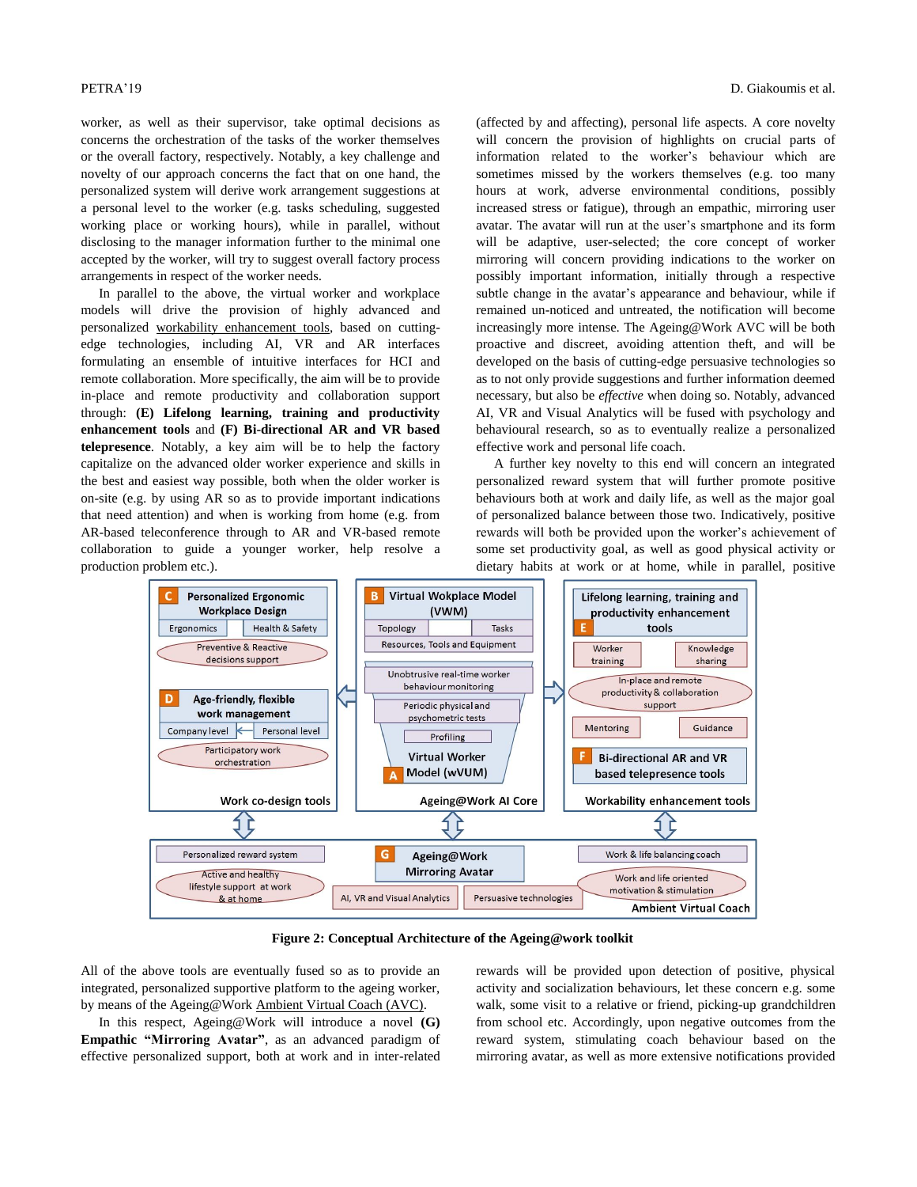worker, as well as their supervisor, take optimal decisions as concerns the orchestration of the tasks of the worker themselves or the overall factory, respectively. Notably, a key challenge and novelty of our approach concerns the fact that on one hand, the personalized system will derive work arrangement suggestions at a personal level to the worker (e.g. tasks scheduling, suggested working place or working hours), while in parallel, without disclosing to the manager information further to the minimal one accepted by the worker, will try to suggest overall factory process arrangements in respect of the worker needs.

In parallel to the above, the virtual worker and workplace models will drive the provision of highly advanced and personalized workability enhancement tools, based on cutting-edge technologies, including AI, VR and AR interfaces formulating an ensemble of intuitive interfaces for HCI and remote collaboration. More specifically, the aim will be to provide in-place and remote productivity and collaboration support through: **(E) Lifelong learning, training and productivity enhancement tools** and **(F) Bi-directional AR and VR based telepresence**. Notably, a key aim will be to help the factory capitalize on the advanced older worker experience and skills in the best and easiest way possible, both when the older worker is on-site (e.g. by using AR so as to provide important indications that need attention) and when is working from home (e.g. from AR-based teleconference through to AR and VR-based remote collaboration to guide a younger worker, help resolve a production problem etc.).

All of the above tools are eventually fused so as to provide an integrated, personalized supportive platform to the ageing worker, by means of the Ageing@Work Ambient Virtual Coach (AVC).

In this respect, Ageing@Work will introduce a novel **(G) Empathic "Mirroring Avatar"**, as an advanced paradigm of effective personalized support, both at work and in inter-related (affected by and affecting), personal life aspects. A core novelty will concern the provision of highlights on crucial parts of information related to the worker's behaviour which are sometimes missed by the workers themselves (e.g. too many hours at work, adverse environmental conditions, possibly increased stress or fatigue), through an empathic, mirroring user avatar. The avatar will run at the user's smartphone and its form will be adaptive, user-selected; the core concept of worker mirroring will concern providing indications to the worker on possibly important information, initially through a respective subtle change in the avatar's appearance and behaviour, while if remained un-noticed and untreated, the notification will become increasingly more intense. The Ageing@Work AVC will be both proactive and discreet, avoiding attention theft, and will be developed on the basis of cutting-edge persuasive technologies so as to not only provide suggestions and further information deemed necessary, but also be *effective* when doing so. Notably, advanced AI, VR and Visual Analytics will be fused with psychology and behavioural research, so as to eventually realize a personalized effective work and personal life coach.

A further key novelty to this end will concern an integrated personalized reward system that will further promote positive behaviours both at work and daily life, as well as the major goal of personalized balance between those two. Indicatively, positive rewards will both be provided upon the worker's achievement of some set productivity goal, as well as good physical activity or dietary habits at work or at home, while in parallel, positive rewards will be provided upon detection of positive, physical activity and socialization behaviours, let these concern e.g. some walk, some visit to a relative or friend, picking-up grandchildren from school etc. Accordingly, upon negative outcomes from the reward system, stimulating coach behaviour based on the mirroring avatar, as well as more extensive notifications provided

C Personalized Ergonomic Workplace Design
Ergonomics
Health & Safety
Preventive & Reactive decisions support

D Age-friendly, flexible work management
Company level
Personal level
Participatory work orchestration

Work co-design tools

B Virtual Wokplace Model (VWM)
Topology
Tasks
Resources, Tools and Equipment
Unobtrusive real-time worker behaviour monitoring
Periodic physical and psychometric tests
Profiling
Virtual Worker
A Model (wVUM)

Ageing@Work AI Core

Lifelong learning, training and productivity enhancement
E tools
Worker training
Knowledge sharing
In-place and remote productivity & collaboration support
Mentoring
Guidance
F Bi-directional AR and VR based telepresence tools

Workability enhancement tools

Personalized reward system
Active and healthy lifestyle support at work & at home
G Ageing@Work Mirroring Avatar
AI, VR and Visual Analytics
Persuasive technologies
Work & life balancing coach
Work and life oriented motivation & stimulation
Ambient Virtual Coach

**Figure 2: Conceptual Architecture of the Ageing@work toolkit**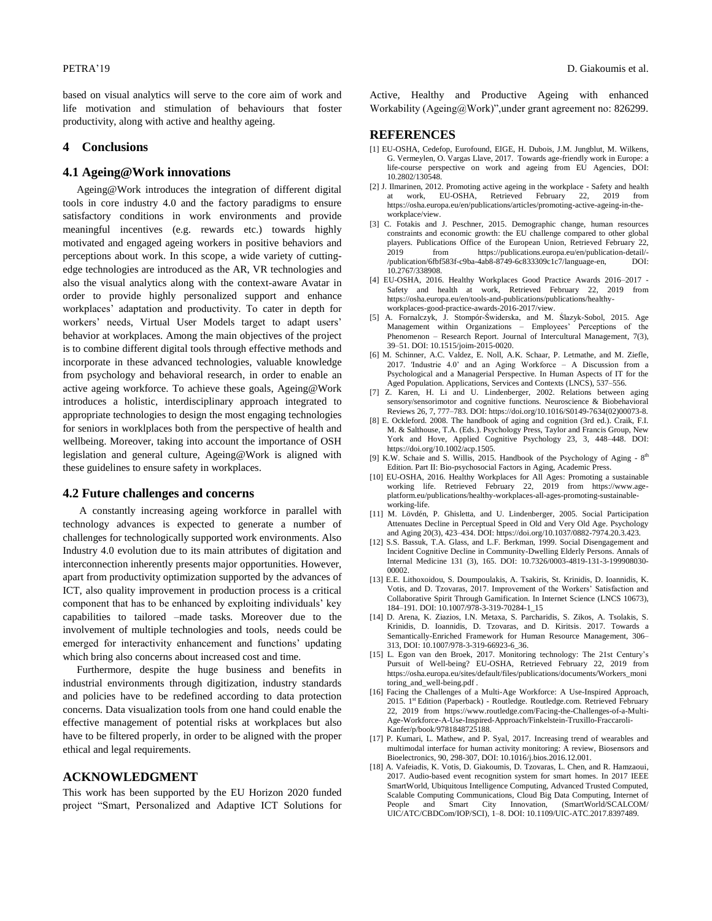based on visual analytics will serve to the core aim of work and life motivation and stimulation of behaviours that foster productivity, along with active and healthy ageing.

## 4 Conclusions

### 4.1 Ageing@Work innovations

Ageing@Work introduces the integration of different digital tools in core industry 4.0 and the factory paradigms to ensure satisfactory conditions in work environments and provide meaningful incentives (e.g. rewards etc.) towards highly motivated and engaged ageing workers in positive behaviors and perceptions about work. In this scope, a wide variety of cutting-edge technologies are introduced as the AR, VR technologies and also the visual analytics along with the context-aware Avatar in order to provide highly personalized support and enhance workplaces' adaptation and productivity. To cater in depth for workers' needs, Virtual User Models target to adapt users' behavior at workplaces. Among the main objectives of the project is to combine different digital tools through effective methods and incorporate in these advanced technologies, valuable knowledge from psychology and behavioral research, in order to enable an active ageing workforce. To achieve these goals, Ageing@Work introduces a holistic, interdisciplinary approach integrated to appropriate technologies to design the most engaging technologies for seniors in worklplaces both from the perspective of health and wellbeing. Moreover, taking into account the importance of OSH legislation and general culture, Ageing@Work is aligned with these guidelines to ensure safety in workplaces.

### 4.2 Future challenges and concerns

A constantly increasing ageing workforce in parallel with technology advances is expected to generate a number of challenges for technologically supported work environments. Also Industry 4.0 evolution due to its main attributes of digitation and interconnection inherently presents major opportunities. However, apart from productivity optimization supported by the advances of ICT, also quality improvement in production process is a critical component that has to be enhanced by exploiting individuals' key capabilities to tailored –made tasks. Moreover due to the involvement of multiple technologies and tools, needs could be emerged for interactivity enhancement and functions' updating which bring also concerns about increased cost and time.

Furthermore, despite the huge business and benefits in industrial environments through digitization, industry standards and policies have to be redefined according to data protection concerns. Data visualization tools from one hand could enable the effective management of potential risks at workplaces but also have to be filtered properly, in order to be aligned with the proper ethical and legal requirements.

## ACKNOWLEDGMENT

This work has been supported by the EU Horizon 2020 funded project "Smart, Personalized and Adaptive ICT Solutions for Active, Healthy and Productive Ageing with enhanced Workability (Ageing@Work)",under grant agreement no: 826299.

## REFERENCES

[1] EU-OSHA, Cedefop, Eurofound, EIGE, H. Dubois, J.M. Jungblut, M. Wilkens, G. Vermeylen, O. Vargas Llave, 2017. Towards age-friendly work in Europe: a life-course perspective on work and ageing from EU Agencies, DOI: 10.2802/130548.

[2] J. Ilmarinen, 2012. Promoting active ageing in the workplace - Safety and health at work, EU-OSHA, Retrieved February 22, 2019 from https://osha.europa.eu/en/publications/articles/promoting-active-ageing-in-the-workplace/view.

[3] C. Fotakis and J. Peschner, 2015. Demographic change, human resources constraints and economic growth: the EU challenge compared to other global players. Publications Office of the European Union, Retrieved February 22, 2019 from https://publications.europa.eu/en/publication-detail/-/publication/6fbf583f-c9ba-4ab8-8749-6c833309c1c7/language-en, DOI: 10.2767/338908.

[4] EU-OSHA, 2016. Healthy Workplaces Good Practice Awards 2016–2017 - Safety and health at work, Retrieved February 22, 2019 from https://osha.europa.eu/en/tools-and-publications/publications/healthy-workplaces-good-practice-awards-2016-2017/view.

[5] A. Fornalczyk, J. Stompór-Świderska, and M. Ślazyk-Sobol, 2015. Age Management within Organizations – Employees' Perceptions of the Phenomenon – Research Report. Journal of Intercultural Management, 7(3), 39–51. DOI: 10.1515/joim-2015-0020.

[6] M. Schinner, A.C. Valdez, E. Noll, A.K. Schaar, P. Letmathe, and M. Ziefle, 2017. 'Industrie 4.0' and an Aging Workforce – A Discussion from a Psychological and a Managerial Perspective. In Human Aspects of IT for the Aged Population. Applications, Services and Contexts (LNCS), 537–556.

[7] Z. Karen, H. Li and U. Lindenberger, 2002. Relations between aging sensory/sensorimotor and cognitive functions. Neuroscience & Biobehavioral Reviews 26, 7, 777–783. DOI: https://doi.org/10.1016/S0149-7634(02)00073-8.

[8] E. Ockleford. 2008. The handbook of aging and cognition (3rd ed.). Craik, F.I. M. & Salthouse, T.A. (Eds.). Psychology Press, Taylor and Francis Group, New York and Hove, Applied Cognitive Psychology 23, 3, 448–448. DOI: https://doi.org/10.1002/acp.1505.

[9] K.W. Schaie and S. Willis, 2015. Handbook of the Psychology of Aging - 8th Edition. Part II: Bio-psychosocial Factors in Aging, Academic Press.

[10] EU-OSHA, 2016. Healthy Workplaces for All Ages: Promoting a sustainable working life. Retrieved February 22, 2019 from https://www.age-platform.eu/publications/healthy-workplaces-all-ages-promoting-sustainable-working-life.

[11] M. Lövdén, P. Ghisletta, and U. Lindenberger, 2005. Social Participation Attenuates Decline in Perceptual Speed in Old and Very Old Age. Psychology and Aging 20(3), 423–434. DOI: https://doi.org/10.1037/0882-7974.20.3.423.

[12] S.S. Bassuk, T.A. Glass, and L.F. Berkman, 1999. Social Disengagement and Incident Cognitive Decline in Community-Dwelling Elderly Persons. Annals of Internal Medicine 131 (3), 165. DOI: 10.7326/0003-4819-131-3-199908030-00002.

[13] E.E. Lithoxoidou, S. Doumpoulakis, A. Tsakiris, St. Krinidis, D. Ioannidis, K. Votis, and D. Tzovaras, 2017. Improvement of the Workers' Satisfaction and Collaborative Spirit Through Gamification. In Internet Science (LNCS 10673), 184–191. DOI: 10.1007/978-3-319-70284-1_15

[14] D. Arena, K. Ziazios, I.N. Metaxa, S. Parcharidis, S. Zikos, A. Tsolakis, S. Krinidis, D. Ioannidis, D. Tzovaras, and D. Kiritsis. 2017. Towards a Semantically-Enriched Framework for Human Resource Management, 306–313, DOI: 10.1007/978-3-319-66923-6_36.

[15] L. Egon van den Broek, 2017. Monitoring technology: The 21st Century's Pursuit of Well-being? EU-OSHA, Retrieved February 22, 2019 from https://osha.europa.eu/sites/default/files/publications/documents/Workers_monitoring_and_well-being.pdf .

[16] Facing the Challenges of a Multi-Age Workforce: A Use-Inspired Approach, 2015. 1st Edition (Paperback) - Routledge. Routledge.com. Retrieved February 22, 2019 from https://www.routledge.com/Facing-the-Challenges-of-a-Multi-Age-Workforce-A-Use-Inspired-Approach/Finkelstein-Truxillo-Fraccaroli-Kanfer/p/book/9781848725188.

[17] P. Kumari, L. Mathew, and P. Syal, 2017. Increasing trend of wearables and multimodal interface for human activity monitoring: A review, Biosensors and Bioelectronics, 90, 298-307, DOI: 10.1016/j.bios.2016.12.001.

[18] A. Vafeiadis, K. Votis, D. Giakoumis, D. Tzovaras, L. Chen, and R. Hamzaoui, 2017. Audio-based event recognition system for smart homes. In 2017 IEEE SmartWorld, Ubiquitous Intelligence Computing, Advanced Trusted Computed, Scalable Computing Communications, Cloud Big Data Computing, Internet of People and Smart City Innovation, (SmartWorld/SCALCOM/UIC/ATC/CBDCom/IOP/SCI), 1–8. DOI: 10.1109/UIC-ATC.2017.8397489.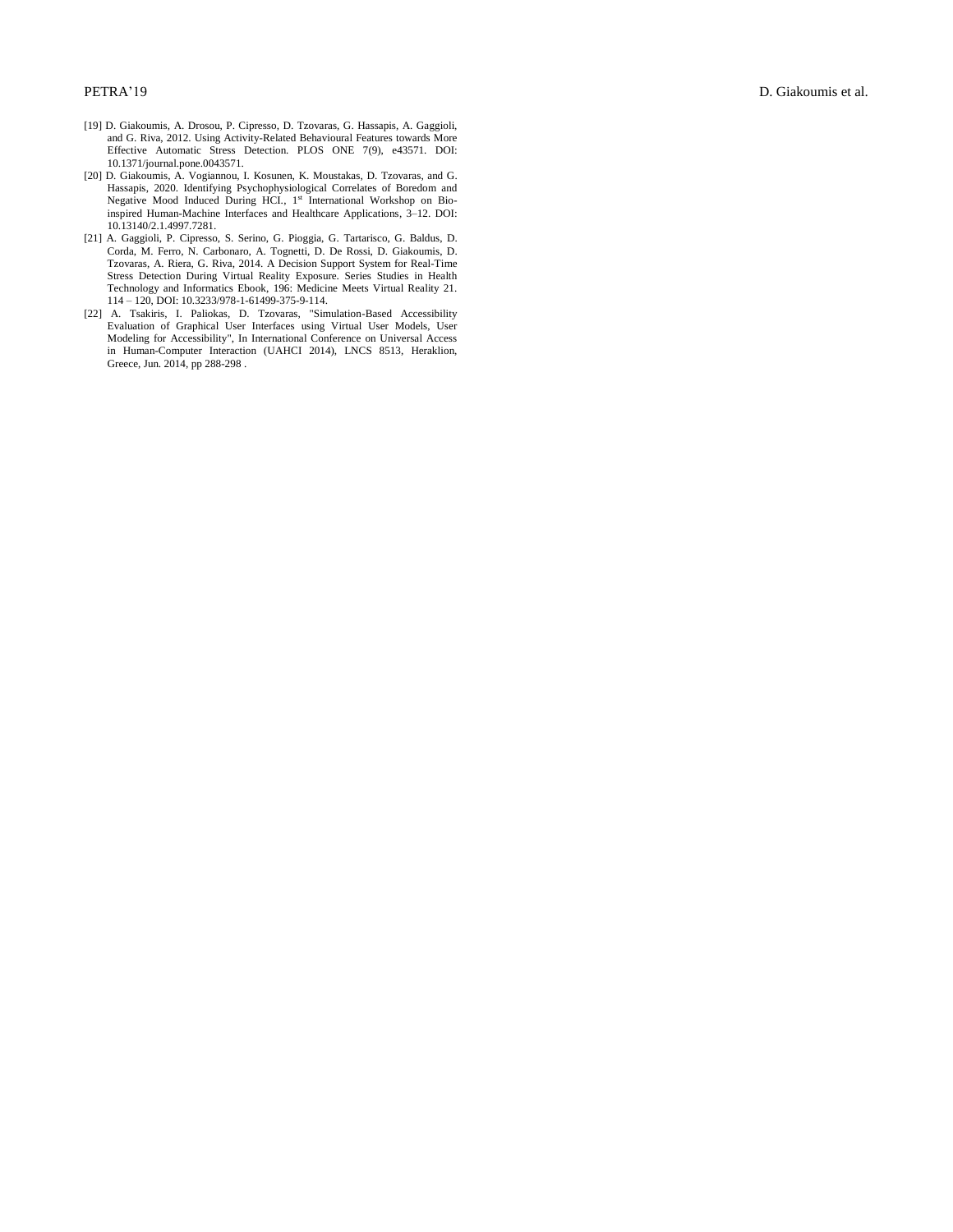[19] D. Giakoumis, A. Drosou, P. Cipresso, D. Tzovaras, G. Hassapis, A. Gaggioli, and G. Riva, 2012. Using Activity-Related Behavioural Features towards More Effective Automatic Stress Detection. PLOS ONE 7(9), e43571. DOI: 10.1371/journal.pone.0043571.

[20] D. Giakoumis, A. Vogiannou, I. Kosunen, K. Moustakas, D. Tzovaras, and G. Hassapis, 2020. Identifying Psychophysiological Correlates of Boredom and Negative Mood Induced During HCI., 1st International Workshop on Bio-inspired Human-Machine Interfaces and Healthcare Applications, 3–12. DOI: 10.13140/2.1.4997.7281.

[21] A. Gaggioli, P. Cipresso, S. Serino, G. Pioggia, G. Tartarisco, G. Baldus, D. Corda, M. Ferro, N. Carbonaro, A. Tognetti, D. De Rossi, D. Giakoumis, D. Tzovaras, A. Riera, G. Riva, 2014. A Decision Support System for Real-Time Stress Detection During Virtual Reality Exposure. Series Studies in Health Technology and Informatics Ebook, 196: Medicine Meets Virtual Reality 21. 114 – 120, DOI: 10.3233/978-1-61499-375-9-114.

[22] A. Tsakiris, I. Paliokas, D. Tzovaras, "Simulation-Based Accessibility Evaluation of Graphical User Interfaces using Virtual User Models, User Modeling for Accessibility", In International Conference on Universal Access in Human-Computer Interaction (UAHCI 2014), LNCS 8513, Heraklion, Greece, Jun. 2014, pp 288-298 .